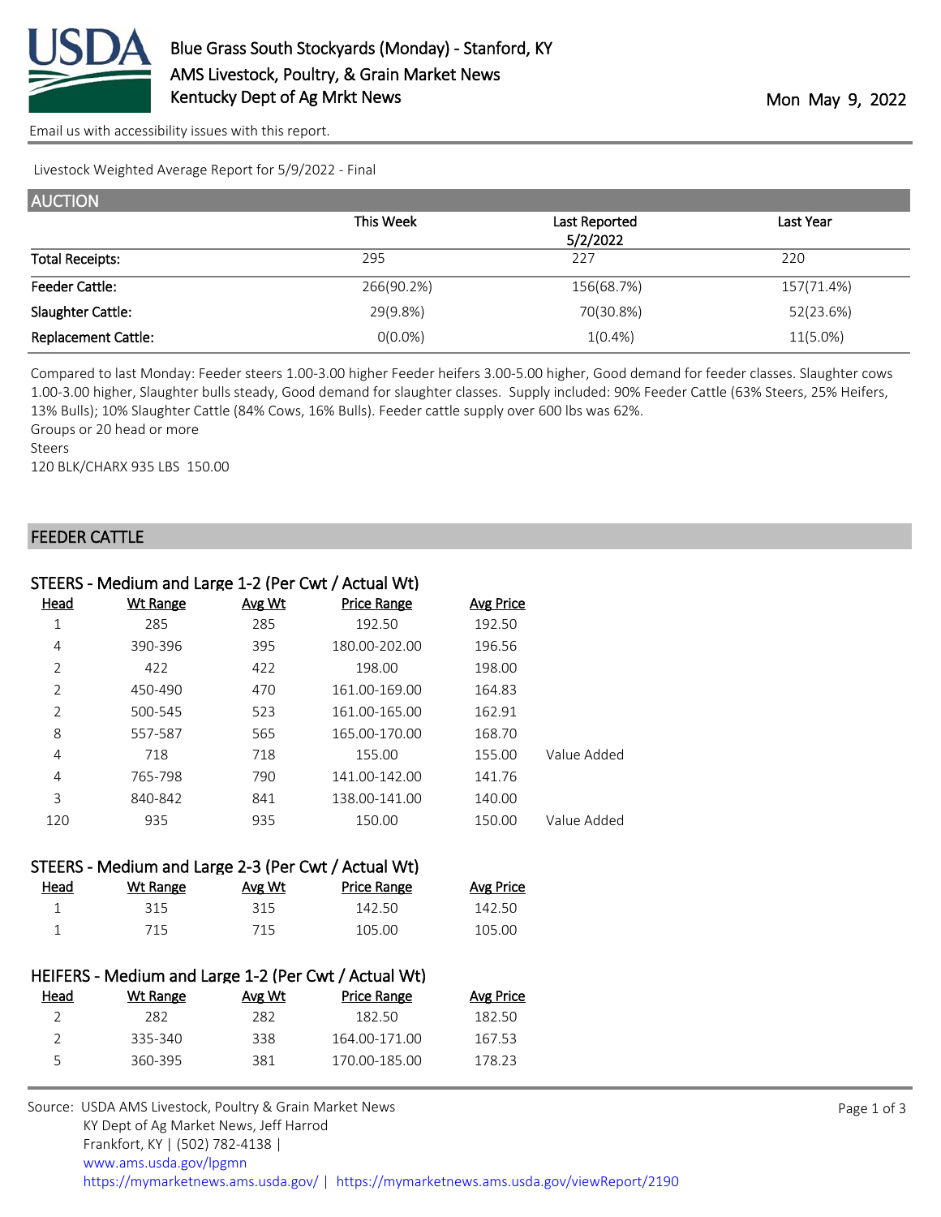# Blue Grass South Stockyards (Monday) - Stanford, KY

AMS Livestock, Poultry, & Grain Market News

Kentucky Dept of Ag Mrkt News

Mon May 9, 2022

Email us with accessibility issues with this report.

Livestock Weighted Average Report for 5/9/2022 - Final

## AUCTION

| | This Week | Last Reported 5/2/2022 | Last Year |
|---|---|---|---|
| Total Receipts: | 295 | 227 | 220 |
| Feeder Cattle: | 266(90.2%) | 156(68.7%) | 157(71.4%) |
| Slaughter Cattle: | 29(9.8%) | 70(30.8%) | 52(23.6%) |
| Replacement Cattle: | 0(0.0%) | 1(0.4%) | 11(5.0%) |

Compared to last Monday: Feeder steers 1.00-3.00 higher Feeder heifers 3.00-5.00 higher, Good demand for feeder classes. Slaughter cows 1.00-3.00 higher, Slaughter bulls steady, Good demand for slaughter classes. Supply included: 90% Feeder Cattle (63% Steers, 25% Heifers, 13% Bulls); 10% Slaughter Cattle (84% Cows, 16% Bulls). Feeder cattle supply over 600 lbs was 62%.

Groups or 20 head or more

Steers

120 BLK/CHARX 935 LBS 150.00

## FEEDER CATTLE

### STEERS - Medium and Large 1-2 (Per Cwt / Actual Wt)

| Head | Wt Range | Avg Wt | Price Range | Avg Price | |
|---|---|---|---|---|---|
| 1 | 285 | 285 | 192.50 | 192.50 | |
| 4 | 390-396 | 395 | 180.00-202.00 | 196.56 | |
| 2 | 422 | 422 | 198.00 | 198.00 | |
| 2 | 450-490 | 470 | 161.00-169.00 | 164.83 | |
| 2 | 500-545 | 523 | 161.00-165.00 | 162.91 | |
| 8 | 557-587 | 565 | 165.00-170.00 | 168.70 | |
| 4 | 718 | 718 | 155.00 | 155.00 | Value Added |
| 4 | 765-798 | 790 | 141.00-142.00 | 141.76 | |
| 3 | 840-842 | 841 | 138.00-141.00 | 140.00 | |
| 120 | 935 | 935 | 150.00 | 150.00 | Value Added |

### STEERS - Medium and Large 2-3 (Per Cwt / Actual Wt)

| Head | Wt Range | Avg Wt | Price Range | Avg Price |
|---|---|---|---|---|
| 1 | 315 | 315 | 142.50 | 142.50 |
| 1 | 715 | 715 | 105.00 | 105.00 |

### HEIFERS - Medium and Large 1-2 (Per Cwt / Actual Wt)

| Head | Wt Range | Avg Wt | Price Range | Avg Price |
|---|---|---|---|---|
| 2 | 282 | 282 | 182.50 | 182.50 |
| 2 | 335-340 | 338 | 164.00-171.00 | 167.53 |
| 5 | 360-395 | 381 | 170.00-185.00 | 178.23 |

Source: USDA AMS Livestock, Poultry & Grain Market News
KY Dept of Ag Market News, Jeff Harrod
Frankfort, KY | (502) 782-4138 |
www.ams.usda.gov/lpgmn
https://mymarketnews.ams.usda.gov/ | https://mymarketnews.ams.usda.gov/viewReport/2190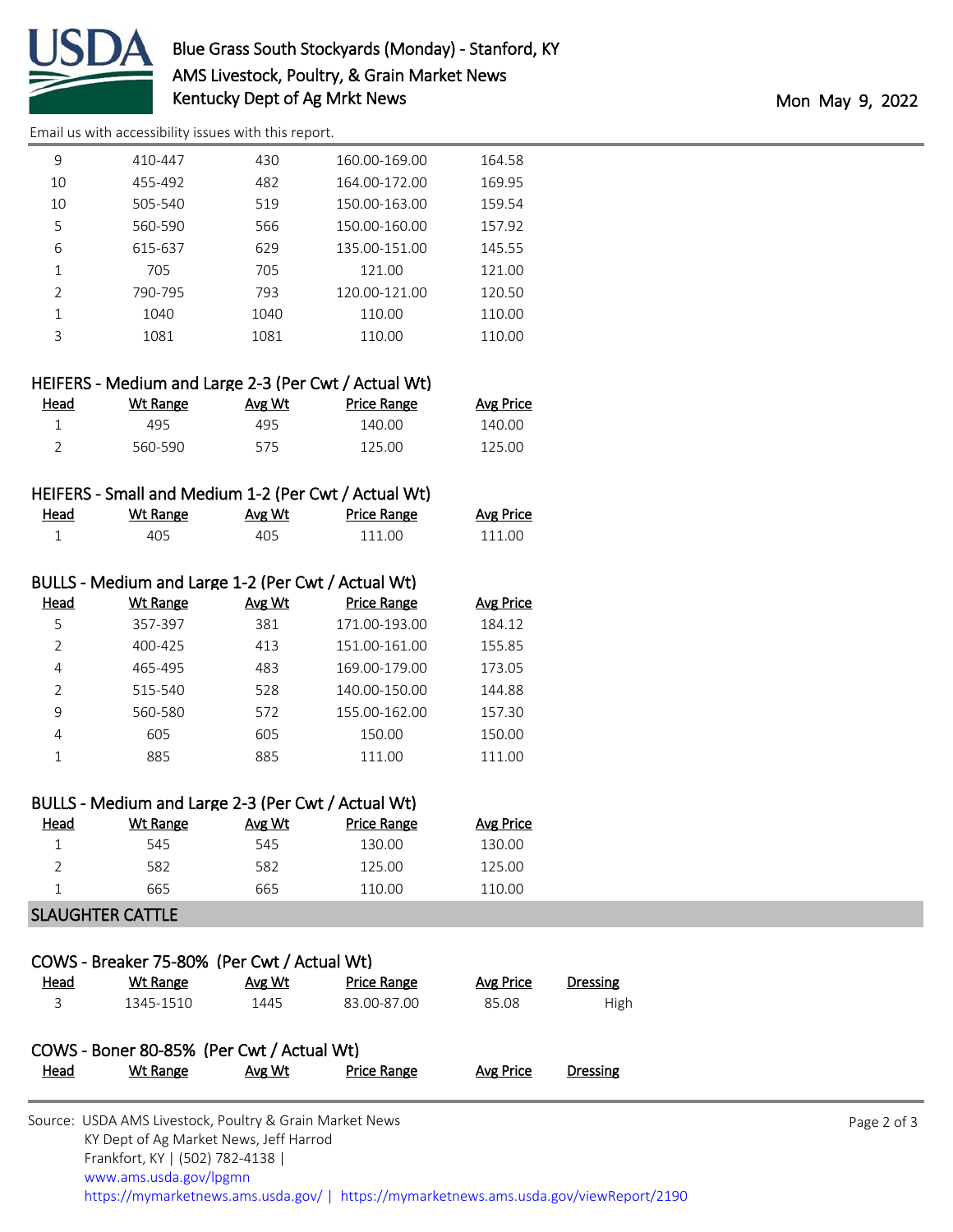| Head | Wt Range | Avg Wt | Price Range | Avg Price |
|---|---|---|---|---|
| 9 | 410-447 | 430 | 160.00-169.00 | 164.58 |
| 10 | 455-492 | 482 | 164.00-172.00 | 169.95 |
| 10 | 505-540 | 519 | 150.00-163.00 | 159.54 |
| 5 | 560-590 | 566 | 150.00-160.00 | 157.92 |
| 6 | 615-637 | 629 | 135.00-151.00 | 145.55 |
| 1 | 705 | 705 | 121.00 | 121.00 |
| 2 | 790-795 | 793 | 120.00-121.00 | 120.50 |
| 1 | 1040 | 1040 | 110.00 | 110.00 |
| 3 | 1081 | 1081 | 110.00 | 110.00 |

### HEIFERS - Medium and Large 2-3 (Per Cwt / Actual Wt)

| Head | Wt Range | Avg Wt | Price Range | Avg Price |
|---|---|---|---|---|
| 1 | 495 | 495 | 140.00 | 140.00 |
| 2 | 560-590 | 575 | 125.00 | 125.00 |

### HEIFERS - Small and Medium 1-2 (Per Cwt / Actual Wt)

| Head | Wt Range | Avg Wt | Price Range | Avg Price |
|---|---|---|---|---|
| 1 | 405 | 405 | 111.00 | 111.00 |

### BULLS - Medium and Large 1-2 (Per Cwt / Actual Wt)

| Head | Wt Range | Avg Wt | Price Range | Avg Price |
|---|---|---|---|---|
| 5 | 357-397 | 381 | 171.00-193.00 | 184.12 |
| 2 | 400-425 | 413 | 151.00-161.00 | 155.85 |
| 4 | 465-495 | 483 | 169.00-179.00 | 173.05 |
| 2 | 515-540 | 528 | 140.00-150.00 | 144.88 |
| 9 | 560-580 | 572 | 155.00-162.00 | 157.30 |
| 4 | 605 | 605 | 150.00 | 150.00 |
| 1 | 885 | 885 | 111.00 | 111.00 |

### BULLS - Medium and Large 2-3 (Per Cwt / Actual Wt)

| Head | Wt Range | Avg Wt | Price Range | Avg Price |
|---|---|---|---|---|
| 1 | 545 | 545 | 130.00 | 130.00 |
| 2 | 582 | 582 | 125.00 | 125.00 |
| 1 | 665 | 665 | 110.00 | 110.00 |

## SLAUGHTER CATTLE

### COWS - Breaker 75-80% (Per Cwt / Actual Wt)

| Head | Wt Range | Avg Wt | Price Range | Avg Price | Dressing |
|---|---|---|---|---|---|
| 3 | 1345-1510 | 1445 | 83.00-87.00 | 85.08 | High |

### COWS - Boner 80-85% (Per Cwt / Actual Wt)

| Head | Wt Range | Avg Wt | Price Range | Avg Price | Dressing |
|---|---|---|---|---|---|

Source: USDA AMS Livestock, Poultry & Grain Market News
KY Dept of Ag Market News, Jeff Harrod
Frankfort, KY | (502) 782-4138 |
www.ams.usda.gov/lpgmn
https://mymarketnews.ams.usda.gov/ | https://mymarketnews.ams.usda.gov/viewReport/2190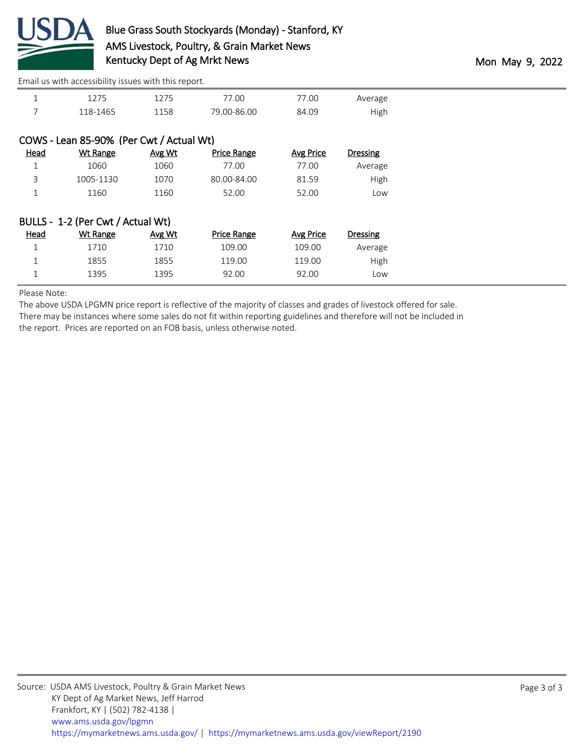Email us with accessibility issues with this report.

| | | | | | |
|---|---|---|---|---|---|
| 1 | 1275 | 1275 | 77.00 | 77.00 | Average |
| 7 | 118-1465 | 1158 | 79.00-86.00 | 84.09 | High |

## COWS - Lean 85-90% (Per Cwt / Actual Wt)

| Head | Wt Range | Avg Wt | Price Range | Avg Price | Dressing |
|---|---|---|---|---|---|
| 1 | 1060 | 1060 | 77.00 | 77.00 | Average |
| 3 | 1005-1130 | 1070 | 80.00-84.00 | 81.59 | High |
| 1 | 1160 | 1160 | 52.00 | 52.00 | Low |

## BULLS - 1-2 (Per Cwt / Actual Wt)

| Head | Wt Range | Avg Wt | Price Range | Avg Price | Dressing |
|---|---|---|---|---|---|
| 1 | 1710 | 1710 | 109.00 | 109.00 | Average |
| 1 | 1855 | 1855 | 119.00 | 119.00 | High |
| 1 | 1395 | 1395 | 92.00 | 92.00 | Low |

Please Note:

The above USDA LPGMN price report is reflective of the majority of classes and grades of livestock offered for sale. There may be instances where some sales do not fit within reporting guidelines and therefore will not be included in the report. Prices are reported on an FOB basis, unless otherwise noted.

Source: USDA AMS Livestock, Poultry & Grain Market News
KY Dept of Ag Market News, Jeff Harrod
Frankfort, KY | (502) 782-4138 |
www.ams.usda.gov/lpgmn
https://mymarketnews.ams.usda.gov/ | https://mymarketnews.ams.usda.gov/viewReport/2190